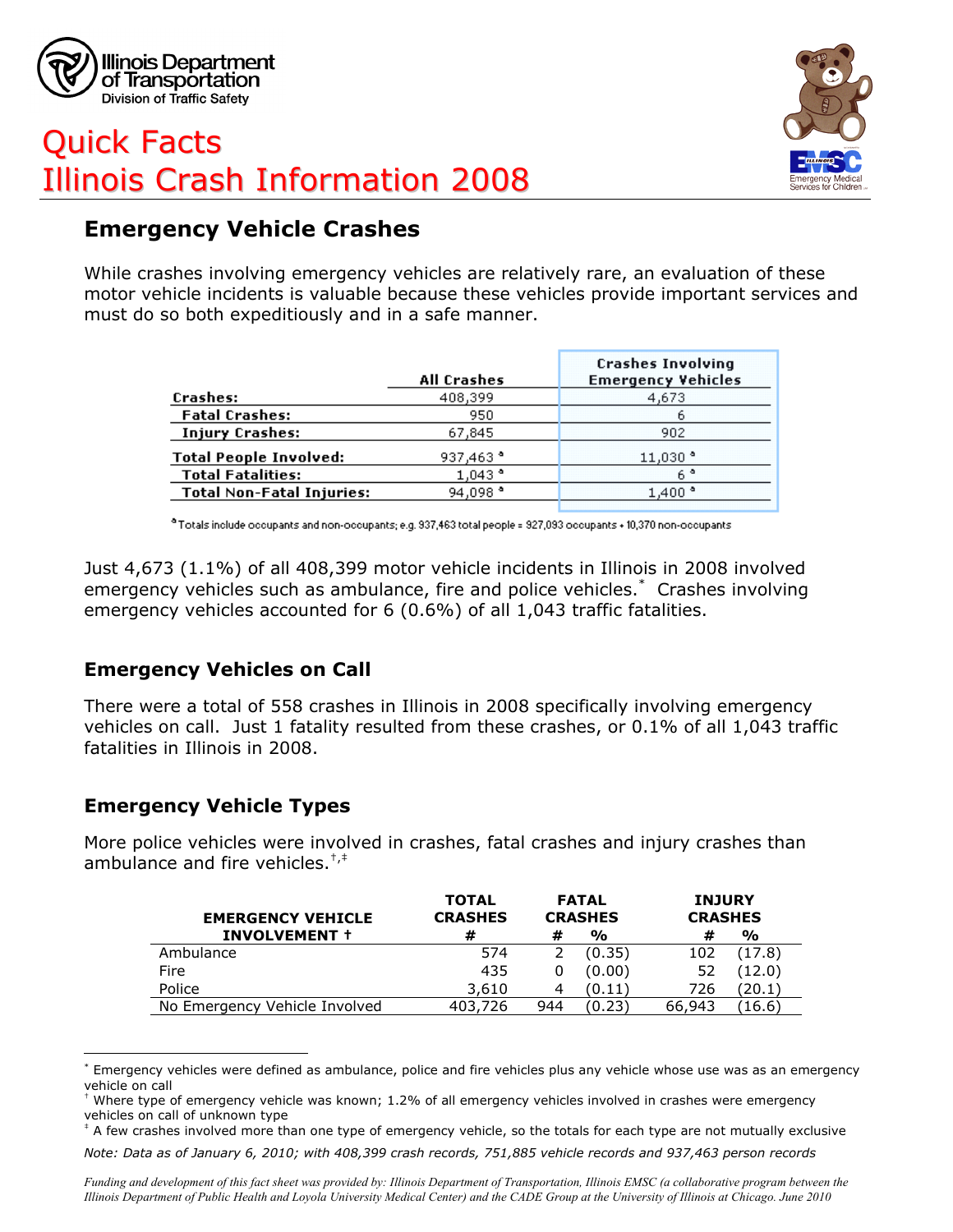Illinois Department of Transportation
Division of Traffic Safety

# Quick Facts
# Illinois Crash Information 2008

## Emergency Vehicle Crashes

While crashes involving emergency vehicles are relatively rare, an evaluation of these motor vehicle incidents is valuable because these vehicles provide important services and must do so both expeditiously and in a safe manner.

| | All Crashes | Crashes Involving Emergency Vehicles |
|---|---|---|
| **Crashes:** | 408,399 | 4,673 |
| **Fatal Crashes:** | 950 | 6 |
| **Injury Crashes:** | 67,845 | 902 |
| **Total People Involved:** | 937,463 [a] | 11,030 [a] |
| **Total Fatalities:** | 1,043 [a] | 6 [a] |
| **Total Non-Fatal Injuries:** | 94,098 [a] | 1,400 [a] |

[a] Totals include occupants and non-occupants; e.g. 937,463 total people = 927,093 occupants + 10,370 non-occupants

Just 4,673 (1.1%) of all 408,399 motor vehicle incidents in Illinois in 2008 involved emergency vehicles such as ambulance, fire and police vehicles.[*] Crashes involving emergency vehicles accounted for 6 (0.6%) of all 1,043 traffic fatalities.

### Emergency Vehicles on Call

There were a total of 558 crashes in Illinois in 2008 specifically involving emergency vehicles on call. Just 1 fatality resulted from these crashes, or 0.1% of all 1,043 traffic fatalities in Illinois in 2008.

### Emergency Vehicle Types

More police vehicles were involved in crashes, fatal crashes and injury crashes than ambulance and fire vehicles.[†,‡]

| EMERGENCY VEHICLE INVOLVEMENT † | TOTAL CRASHES # | FATAL CRASHES # | FATAL CRASHES % | INJURY CRASHES # | INJURY CRASHES % |
|---|---|---|---|---|---|
| Ambulance | 574 | 2 | (0.35) | 102 | (17.8) |
| Fire | 435 | 0 | (0.00) | 52 | (12.0) |
| Police | 3,610 | 4 | (0.11) | 726 | (20.1) |
| No Emergency Vehicle Involved | 403,726 | 944 | (0.23) | 66,943 | (16.6) |

[*] Emergency vehicles were defined as ambulance, police and fire vehicles plus any vehicle whose use was as an emergency vehicle on call

[†] Where type of emergency vehicle was known; 1.2% of all emergency vehicles involved in crashes were emergency vehicles on call of unknown type

[‡] A few crashes involved more than one type of emergency vehicle, so the totals for each type are not mutually exclusive

*Note: Data as of January 6, 2010; with 408,399 crash records, 751,885 vehicle records and 937,463 person records*

*Funding and development of this fact sheet was provided by: Illinois Department of Transportation, Illinois EMSC (a collaborative program between the Illinois Department of Public Health and Loyola University Medical Center) and the CADE Group at the University of Illinois at Chicago. June 2010*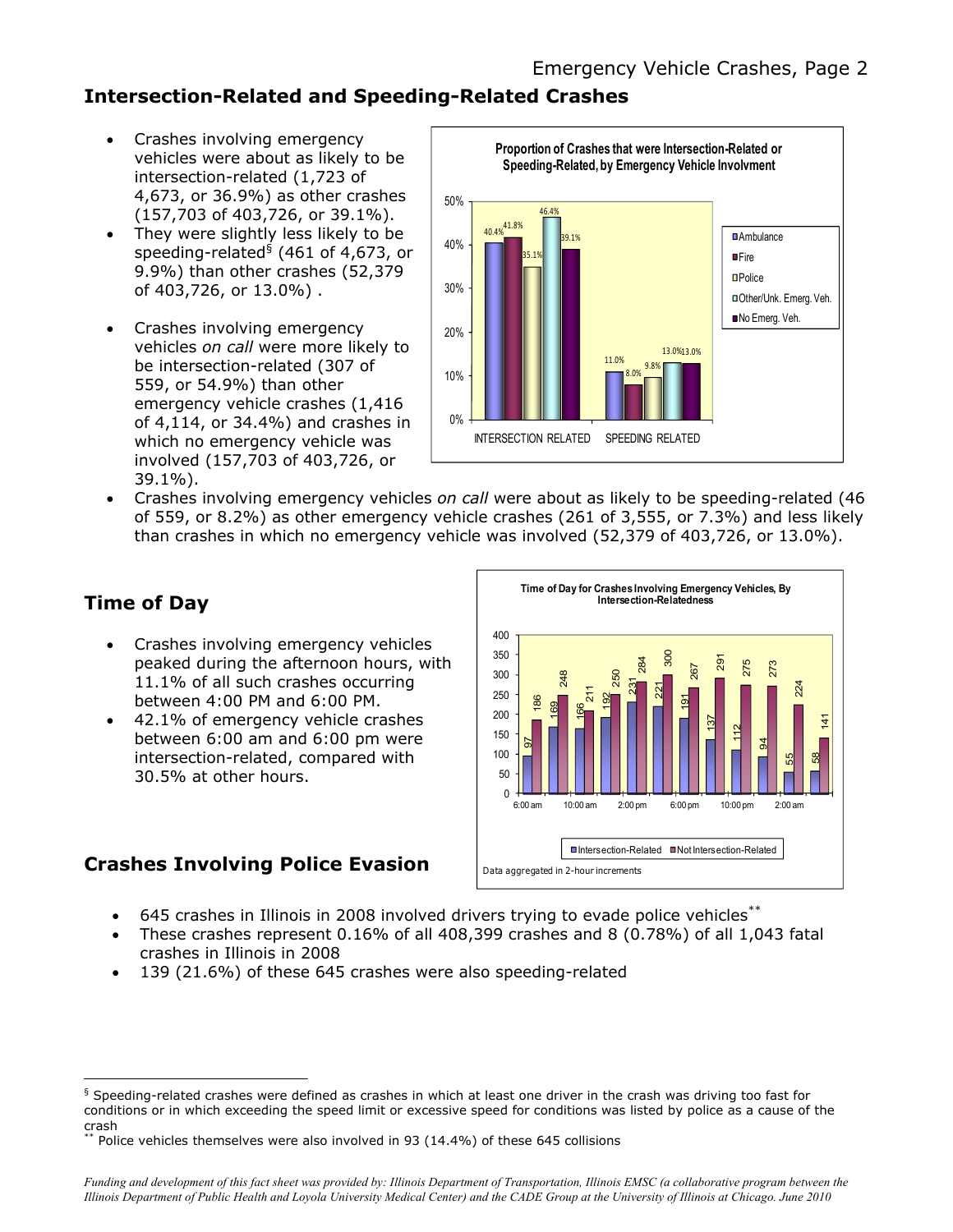## Intersection-Related and Speeding-Related Crashes

- Crashes involving emergency vehicles were about as likely to be intersection-related (1,723 of 4,673, or 36.9%) as other crashes (157,703 of 403,726, or 39.1%).
- They were slightly less likely to be speeding-related[§] (461 of 4,673, or 9.9%) than other crashes (52,379 of 403,726, or 13.0%) .
- Crashes involving emergency vehicles *on call* were more likely to be intersection-related (307 of 559, or 54.9%) than other emergency vehicle crashes (1,416 of 4,114, or 34.4%) and crashes in which no emergency vehicle was involved (157,703 of 403,726, or 39.1%).
- Crashes involving emergency vehicles *on call* were about as likely to be speeding-related (46 of 559, or 8.2%) as other emergency vehicle crashes (261 of 3,555, or 7.3%) and less likely than crashes in which no emergency vehicle was involved (52,379 of 403,726, or 13.0%).

**Proportion of Crashes that were Intersection-Related or Speeding-Related, by Emergency Vehicle Involvment**

50%
40%
30%
20%
10%
0%

INTERSECTION RELATED: 40.4% 41.8% 35.1% 46.4% 39.1%
SPEEDING RELATED: 11.0% 8.0% 9.8% 13.0% 13.0%

Ambulance
Fire
Police
Other/Unk. Emerg. Veh.
No Emerg. Veh.

## Time of Day

- Crashes involving emergency vehicles peaked during the afternoon hours, with 11.1% of all such crashes occurring between 4:00 PM and 6:00 PM.
- 42.1% of emergency vehicle crashes between 6:00 am and 6:00 pm were intersection-related, compared with 30.5% at other hours.

**Time of Day for Crashes Involving Emergency Vehicles, By Intersection-Relatedness**

400
350
300
250
200
150
100
50
0

97 186 169 248 166 211 192 250 231 284 221 300 191 267 137 291 112 275 94 273 55 224 58 141

6:00 am 10:00 am 2:00 pm 6:00 pm 10:00 pm 2:00 am

Intersection-Related
Not Intersection-Related

Data aggregated in 2-hour increments

## Crashes Involving Police Evasion

- 645 crashes in Illinois in 2008 involved drivers trying to evade police vehicles[**]
- These crashes represent 0.16% of all 408,399 crashes and 8 (0.78%) of all 1,043 fatal crashes in Illinois in 2008
- 139 (21.6%) of these 645 crashes were also speeding-related

---

[§] Speeding-related crashes were defined as crashes in which at least one driver in the crash was driving too fast for conditions or in which exceeding the speed limit or excessive speed for conditions was listed by police as a cause of the crash

[**] Police vehicles themselves were also involved in 93 (14.4%) of these 645 collisions

*Funding and development of this fact sheet was provided by: Illinois Department of Transportation, Illinois EMSC (a collaborative program between the Illinois Department of Public Health and Loyola University Medical Center) and the CADE Group at the University of Illinois at Chicago. June 2010*